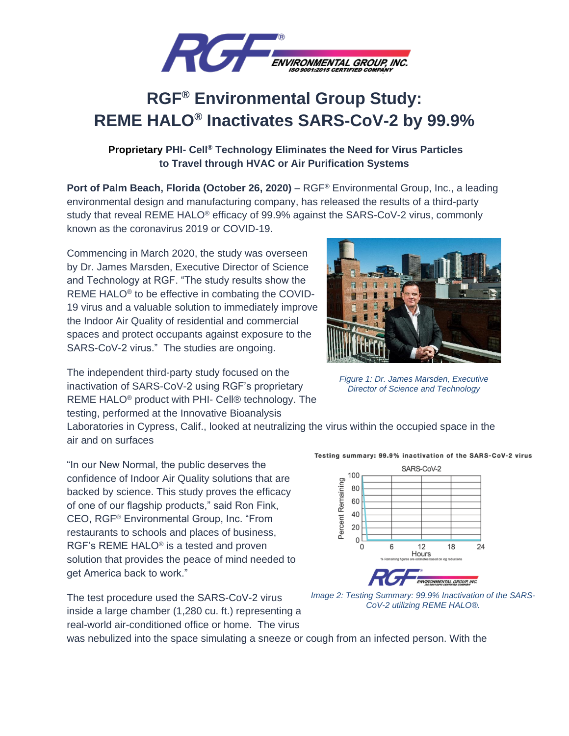# RGF® Environmental Group Study: REME HALO® Inactivates SARS-CoV-2 by 99.9%

**Proprietary PHI- Cell® Technology Eliminates the Need for Virus Particles to Travel through HVAC or Air Purification Systems**

**Port of Palm Beach, Florida (October 26, 2020)** – RGF® Environmental Group, Inc., a leading environmental design and manufacturing company, has released the results of a third-party study that reveal REME HALO® efficacy of 99.9% against the SARS-CoV-2 virus, commonly known as the coronavirus 2019 or COVID-19.

Commencing in March 2020, the study was overseen by Dr. James Marsden, Executive Director of Science and Technology at RGF. "The study results show the REME HALO® to be effective in combating the COVID-19 virus and a valuable solution to immediately improve the Indoor Air Quality of residential and commercial spaces and protect occupants against exposure to the SARS-CoV-2 virus." The studies are ongoing.

*Figure 1: Dr. James Marsden, Executive Director of Science and Technology*

The independent third-party study focused on the inactivation of SARS-CoV-2 using RGF's proprietary REME HALO® product with PHI- Cell® technology. The testing, performed at the Innovative Bioanalysis Laboratories in Cypress, Calif., looked at neutralizing the virus within the occupied space in the air and on surfaces

"In our New Normal, the public deserves the confidence of Indoor Air Quality solutions that are backed by science. This study proves the efficacy of one of our flagship products," said Ron Fink, CEO, RGF® Environmental Group, Inc. "From restaurants to schools and places of business, RGF's REME HALO® is a tested and proven solution that provides the peace of mind needed to get America back to work."

*Image 2: Testing Summary: 99.9% Inactivation of the SARS-CoV-2 utilizing REME HALO®.*

The test procedure used the SARS-CoV-2 virus inside a large chamber (1,280 cu. ft.) representing a real-world air-conditioned office or home. The virus was nebulized into the space simulating a sneeze or cough from an infected person. With the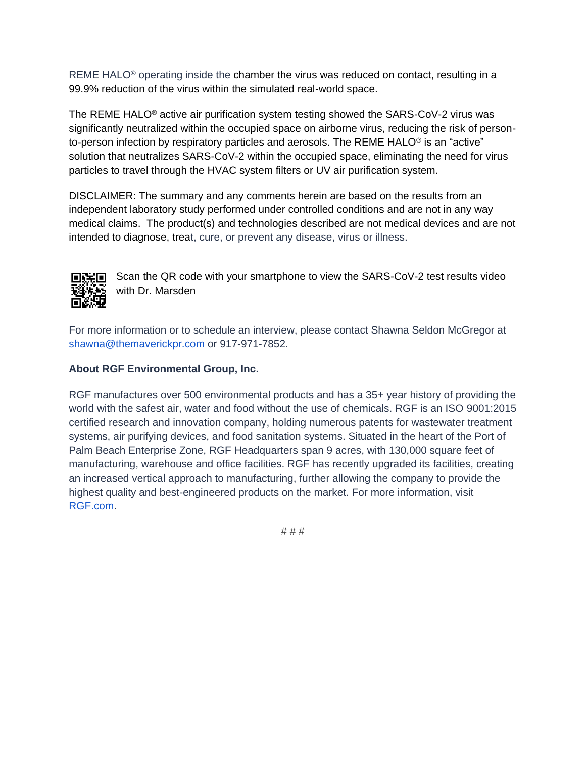REME HALO® operating inside the chamber the virus was reduced on contact, resulting in a 99.9% reduction of the virus within the simulated real-world space.

The REME HALO® active air purification system testing showed the SARS-CoV-2 virus was significantly neutralized within the occupied space on airborne virus, reducing the risk of person-to-person infection by respiratory particles and aerosols. The REME HALO® is an "active" solution that neutralizes SARS-CoV-2 within the occupied space, eliminating the need for virus particles to travel through the HVAC system filters or UV air purification system.

DISCLAIMER: The summary and any comments herein are based on the results from an independent laboratory study performed under controlled conditions and are not in any way medical claims. The product(s) and technologies described are not medical devices and are not intended to diagnose, treat, cure, or prevent any disease, virus or illness.

Scan the QR code with your smartphone to view the SARS-CoV-2 test results video with Dr. Marsden

For more information or to schedule an interview, please contact Shawna Seldon McGregor at shawna@themaverickpr.com or 917-971-7852.

**About RGF Environmental Group, Inc.**

RGF manufactures over 500 environmental products and has a 35+ year history of providing the world with the safest air, water and food without the use of chemicals. RGF is an ISO 9001:2015 certified research and innovation company, holding numerous patents for wastewater treatment systems, air purifying devices, and food sanitation systems. Situated in the heart of the Port of Palm Beach Enterprise Zone, RGF Headquarters span 9 acres, with 130,000 square feet of manufacturing, warehouse and office facilities. RGF has recently upgraded its facilities, creating an increased vertical approach to manufacturing, further allowing the company to provide the highest quality and best-engineered products on the market. For more information, visit RGF.com.

# # #